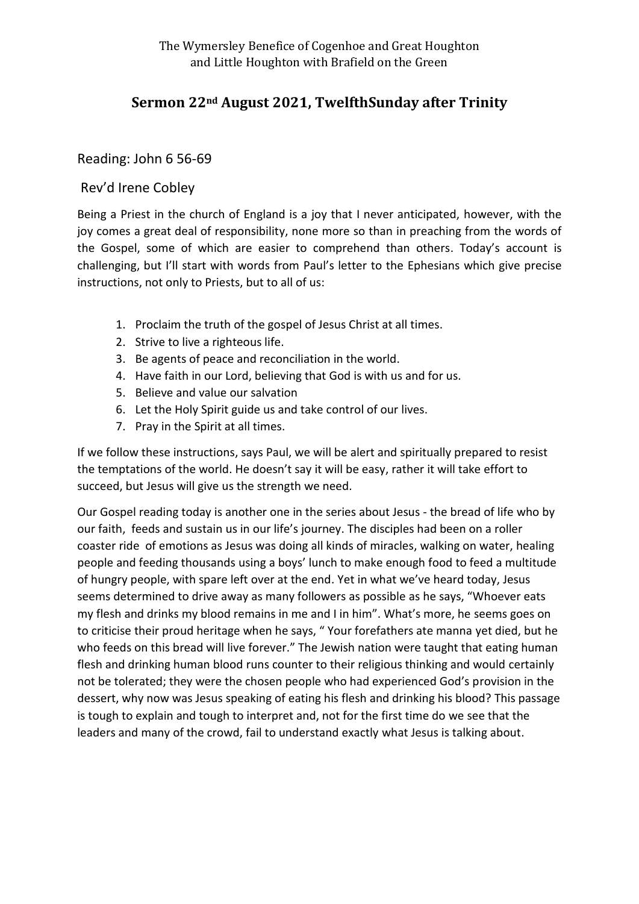The Wymersley Benefice of Cogenhoe and Great Houghton
and Little Houghton with Brafield on the Green

# Sermon 22nd August 2021, TwelfthSunday after Trinity

Reading: John 6 56-69

Rev'd Irene Cobley

Being a Priest in the church of England is a joy that I never anticipated, however, with the joy comes a great deal of responsibility, none more so than in preaching from the words of the Gospel, some of which are easier to comprehend than others. Today's account is challenging, but I'll start with words from Paul's letter to the Ephesians which give precise instructions, not only to Priests, but to all of us:

1. Proclaim the truth of the gospel of Jesus Christ at all times.
2. Strive to live a righteous life.
3. Be agents of peace and reconciliation in the world.
4. Have faith in our Lord, believing that God is with us and for us.
5. Believe and value our salvation
6. Let the Holy Spirit guide us and take control of our lives.
7. Pray in the Spirit at all times.

If we follow these instructions, says Paul, we will be alert and spiritually prepared to resist the temptations of the world. He doesn't say it will be easy, rather it will take effort to succeed, but Jesus will give us the strength we need.

Our Gospel reading today is another one in the series about Jesus - the bread of life who by our faith, feeds and sustain us in our life's journey. The disciples had been on a roller coaster ride of emotions as Jesus was doing all kinds of miracles, walking on water, healing people and feeding thousands using a boys' lunch to make enough food to feed a multitude of hungry people, with spare left over at the end. Yet in what we've heard today, Jesus seems determined to drive away as many followers as possible as he says, "Whoever eats my flesh and drinks my blood remains in me and I in him". What's more, he seems goes on to criticise their proud heritage when he says, " Your forefathers ate manna yet died, but he who feeds on this bread will live forever." The Jewish nation were taught that eating human flesh and drinking human blood runs counter to their religious thinking and would certainly not be tolerated; they were the chosen people who had experienced God's provision in the dessert, why now was Jesus speaking of eating his flesh and drinking his blood? This passage is tough to explain and tough to interpret and, not for the first time do we see that the leaders and many of the crowd, fail to understand exactly what Jesus is talking about.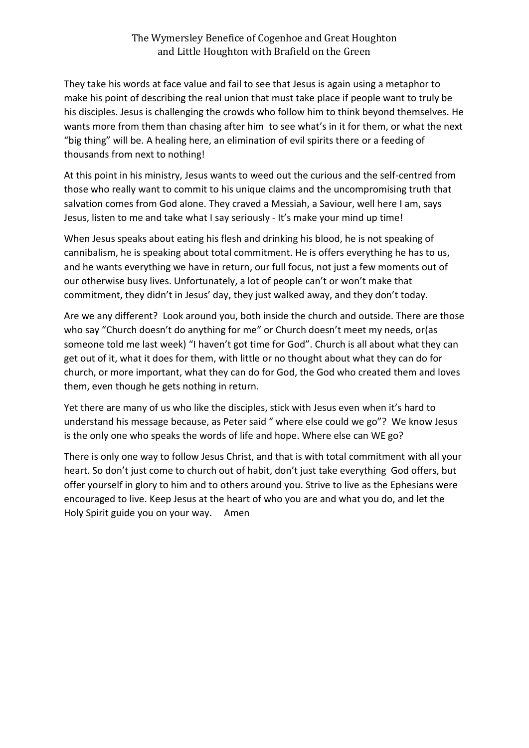They take his words at face value and fail to see that Jesus is again using a metaphor to make his point of describing the real union that must take place if people want to truly be his disciples. Jesus is challenging the crowds who follow him to think beyond themselves. He wants more from them than chasing after him to see what's in it for them, or what the next "big thing" will be. A healing here, an elimination of evil spirits there or a feeding of thousands from next to nothing!

At this point in his ministry, Jesus wants to weed out the curious and the self-centred from those who really want to commit to his unique claims and the uncompromising truth that salvation comes from God alone. They craved a Messiah, a Saviour, well here I am, says Jesus, listen to me and take what I say seriously - It's make your mind up time!

When Jesus speaks about eating his flesh and drinking his blood, he is not speaking of cannibalism, he is speaking about total commitment. He is offers everything he has to us, and he wants everything we have in return, our full focus, not just a few moments out of our otherwise busy lives. Unfortunately, a lot of people can't or won't make that commitment, they didn't in Jesus' day, they just walked away, and they don't today.

Are we any different? Look around you, both inside the church and outside. There are those who say "Church doesn't do anything for me" or Church doesn't meet my needs, or(as someone told me last week) "I haven't got time for God". Church is all about what they can get out of it, what it does for them, with little or no thought about what they can do for church, or more important, what they can do for God, the God who created them and loves them, even though he gets nothing in return.

Yet there are many of us who like the disciples, stick with Jesus even when it's hard to understand his message because, as Peter said " where else could we go"? We know Jesus is the only one who speaks the words of life and hope. Where else can WE go?

There is only one way to follow Jesus Christ, and that is with total commitment with all your heart. So don't just come to church out of habit, don't just take everything God offers, but offer yourself in glory to him and to others around you. Strive to live as the Ephesians were encouraged to live. Keep Jesus at the heart of who you are and what you do, and let the Holy Spirit guide you on your way. Amen